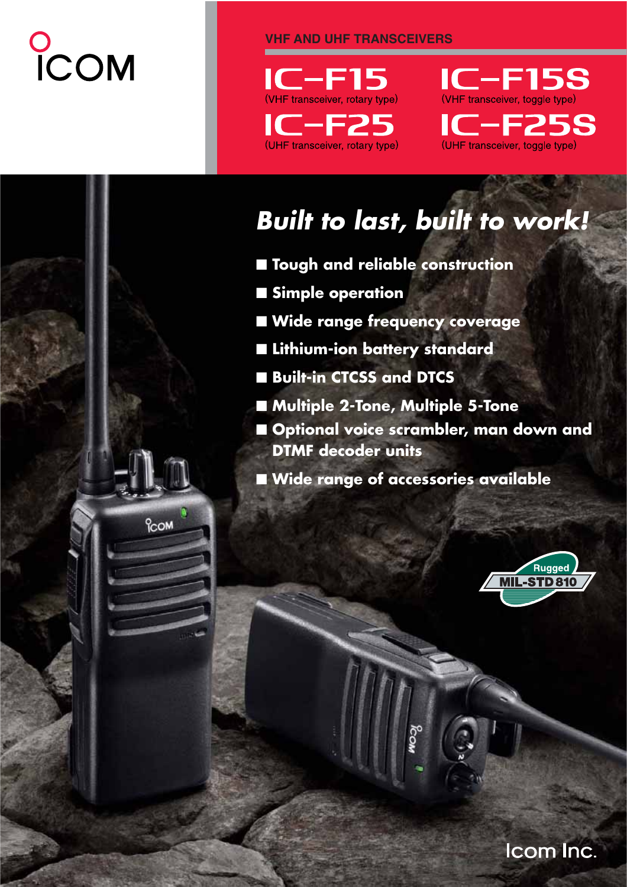ICOM

VHF AND UHF TRANSCEIVERS

# IC-F15
(VHF transceiver, rotary type)

# IC-F15S
(VHF transceiver, toggle type)

# IC-F25
(UHF transceiver, rotary type)

# IC-F25S
(UHF transceiver, toggle type)

## *Built to last, built to work!*

- **Tough and reliable construction**
- **Simple operation**
- **Wide range frequency coverage**
- **Lithium-ion battery standard**
- **Built-in CTCSS and DTCS**
- **Multiple 2-Tone, Multiple 5-Tone**
- **Optional voice scrambler, man down and DTMF decoder units**
- **Wide range of accessories available**

Rugged MIL-STD 810

Icom Inc.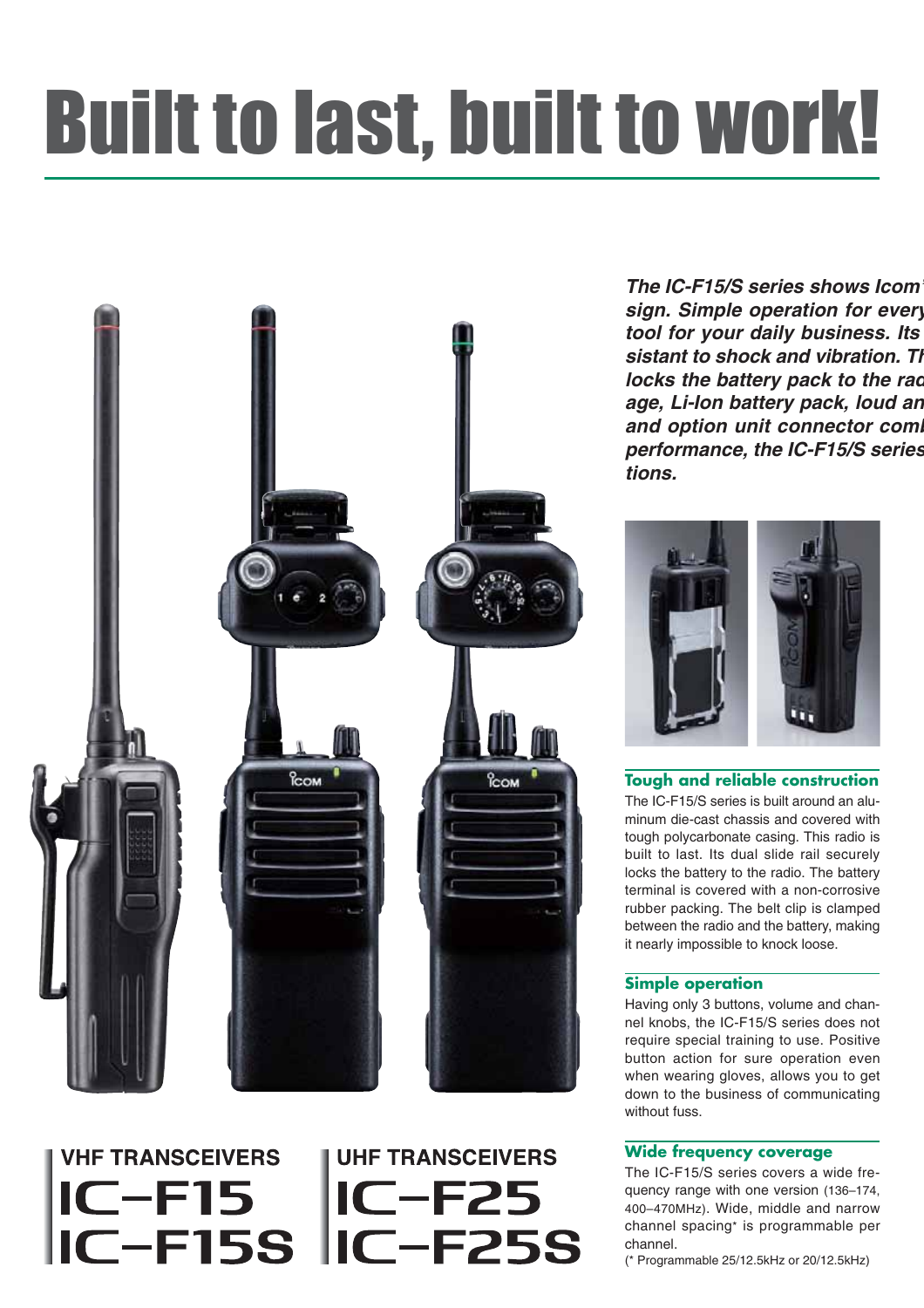# Built to last, built to work!

*The IC-F15/S series shows Icom' sign. Simple operation for every tool for your daily business. Its sistant to shock and vibration. Th locks the battery pack to the rad age, Li-Ion battery pack, loud an and option unit connector comb performance, the IC-F15/S series tions.*

### Tough and reliable construction

The IC-F15/S series is built around an aluminum die-cast chassis and covered with tough polycarbonate casing. This radio is built to last. Its dual slide rail securely locks the battery to the radio. The battery terminal is covered with a non-corrosive rubber packing. The belt clip is clamped between the radio and the battery, making it nearly impossible to knock loose.

### Simple operation

Having only 3 buttons, volume and channel knobs, the IC-F15/S series does not require special training to use. Positive button action for sure operation even when wearing gloves, allows you to get down to the business of communicating without fuss.

### Wide frequency coverage

The IC-F15/S series covers a wide frequency range with one version (136–174, 400–470MHz). Wide, middle and narrow channel spacing* is programmable per channel.

(* Programmable 25/12.5kHz or 20/12.5kHz)

## VHF TRANSCEIVERS

# IC-F15
# IC-F15S

## UHF TRANSCEIVERS

# IC-F25
# IC-F25S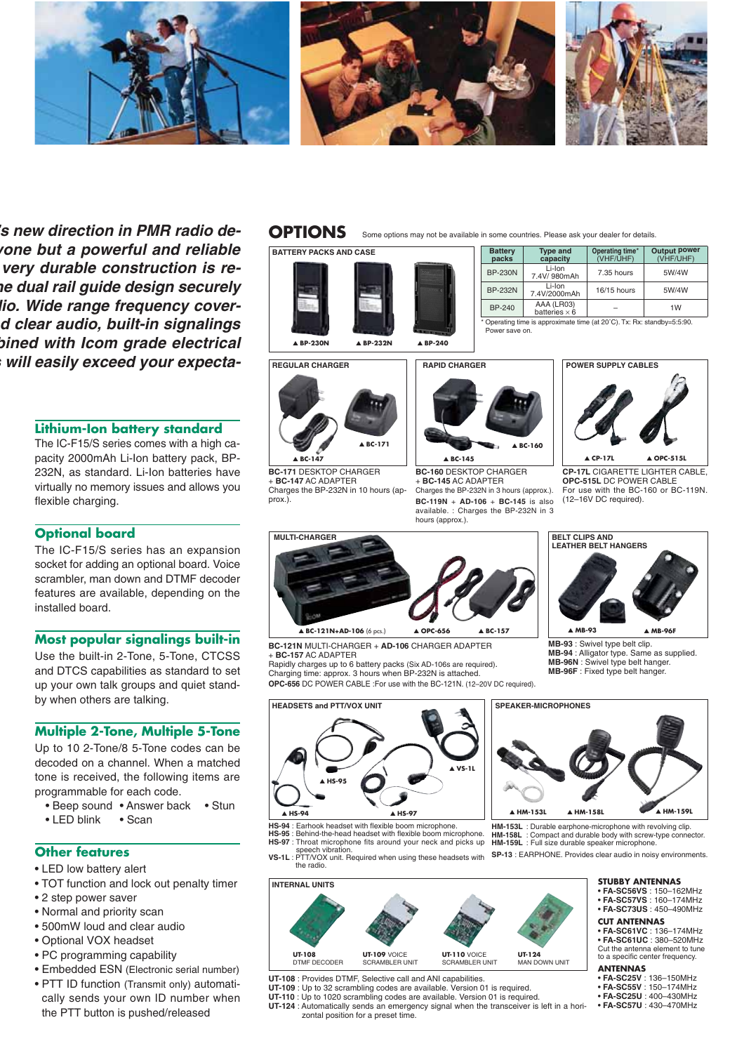*'s new direction in PMR radio de-*
*yone but a powerful and reliable*
*very durable construction is re-*
*he dual rail guide design securely*
*lio. Wide range frequency cover-*
*d clear audio, built-in signalings*
*bined with Icom grade electrical*
*will easily exceed your expecta-*

## Lithium-Ion battery standard

The IC-F15/S series comes with a high capacity 2000mAh Li-Ion battery pack, BP-232N, as standard. Li-Ion batteries have virtually no memory issues and allows you flexible charging.

## Optional board

The IC-F15/S series has an expansion socket for adding an optional board. Voice scrambler, man down and DTMF decoder features are available, depending on the installed board.

## Most popular signalings built-in

Use the built-in 2-Tone, 5-Tone, CTCSS and DTCS capabilities as standard to set up your own talk groups and quiet standby when others are talking.

## Multiple 2-Tone, Multiple 5-Tone

Up to 10 2-Tone/8 5-Tone codes can be decoded on a channel. When a matched tone is received, the following items are programmable for each code.

- Beep sound
- Answer back
- Stun
- LED blink
- Scan

## Other features

- LED low battery alert
- TOT function and lock out penalty timer
- 2 step power saver
- Normal and priority scan
- 500mW loud and clear audio
- Optional VOX headset
- PC programming capability
- Embedded ESN (Electronic serial number)
- PTT ID function (Transmit only) automatically sends your own ID number when the PTT button is pushed/released

# OPTIONS

Some options may not be available in some countries. Please ask your dealer for details.

### BATTERY PACKS AND CASE

▲BP-230N ▲BP-232N ▲BP-240

| Battery packs | Type and capacity | Operating time* (VHF/UHF) | Output power (VHF/UHF) |
|---|---|---|---|
| BP-230N | Li-Ion 7.4V/ 980mAh | 7.35 hours | 5W/4W |
| BP-232N | Li-Ion 7.4V/2000mAh | 16/15 hours | 5W/4W |
| BP-240 | AAA (LR03) batteries × 6 | – | 1W |

\* Operating time is approximate time (at 20˚C). Tx: Rx: standby=5:5:90. Power save on.

### REGULAR CHARGER

▲BC-147 ▲BC-171

**BC-171** DESKTOP CHARGER + **BC-147** AC ADAPTER
Charges the BP-232N in 10 hours (approx.).

### RAPID CHARGER

▲BC-145 ▲BC-160

**BC-160** DESKTOP CHARGER + **BC-145** AC ADAPTER
Charges the BP-232N in 3 hours (approx.).
**BC-119N** + **AD-106** + **BC-145** is also available. : Charges the BP-232N in 3 hours (approx.).

### POWER SUPPLY CABLES

▲CP-17L ▲OPC-515L

**CP-17L** CIGARETTE LIGHTER CABLE,
**OPC-515L** DC POWER CABLE
For use with the BC-160 or BC-119N. (12–16V DC required).

### MULTI-CHARGER

▲BC-121N+AD-106 (6 pcs.) ▲OPC-656 ▲BC-157

**BC-121N** MULTI-CHARGER + **AD-106** CHARGER ADAPTER + **BC-157** AC ADAPTER
Rapidly charges up to 6 battery packs (Six AD-106s are required).
Charging time: approx. 3 hours when BP-232N is attached.
**OPC-656** DC POWER CABLE :For use with the BC-121N. (12–20V DC required).

### BELT CLIPS AND LEATHER BELT HANGERS

▲MB-93 ▲MB-96F

**MB-93** : Swivel type belt clip.
**MB-94** : Alligator type. Same as supplied.
**MB-96N** : Swivel type belt hanger.
**MB-96F** : Fixed type belt hanger.

### HEADSETS and PTT/VOX UNIT

▲HS-95 ▲VS-1L ▲HS-94 ▲HS-97

**HS-94** : Earhook headset with flexible boom microphone.
**HS-95** : Behind-the-head headset with flexible boom microphone.
**HS-97** : Throat microphone fits around your neck and picks up speech vibration.
**VS-1L** : PTT/VOX unit. Required when using these headsets with the radio.

### SPEAKER-MICROPHONES

▲HM-153L ▲HM-158L ▲HM-159L

**HM-153L** : Durable earphone-microphone with revolving clip.
**HM-158L** : Compact and durable body with screw-type connector.
**HM-159L** : Full size durable speaker microphone.
**SP-13** : EARPHONE. Provides clear audio in noisy environments.

### INTERNAL UNITS

UT-108 DTMF DECODER; UT-109 VOICE SCRAMBLER UNIT; UT-110 VOICE SCRAMBLER UNIT; UT-124 MAN DOWN UNIT

**UT-108** : Provides DTMF, Selective call and ANI capabilities.
**UT-109** : Up to 32 scrambling codes are available. Version 01 is required.
**UT-110** : Up to 1020 scrambling codes are available. Version 01 is required.
**UT-124** : Automatically sends an emergency signal when the transceiver is left in a horizontal position for a preset time.

### STUBBY ANTENNAS

- **FA-SC56VS** : 150–162MHz
- **FA-SC57VS** : 160–174MHz
- **FA-SC73US** : 450–490MHz

### CUT ANTENNAS

- **FA-SC61VC** : 136–174MHz
- **FA-SC61UC** : 380–520MHz

Cut the antenna element to tune to a specific center frequency.

### ANTENNAS

- **FA-SC25V** : 136–150MHz
- **FA-SC55V** : 150–174MHz
- **FA-SC25U** : 400–430MHz
- **FA-SC57U** : 430–470MHz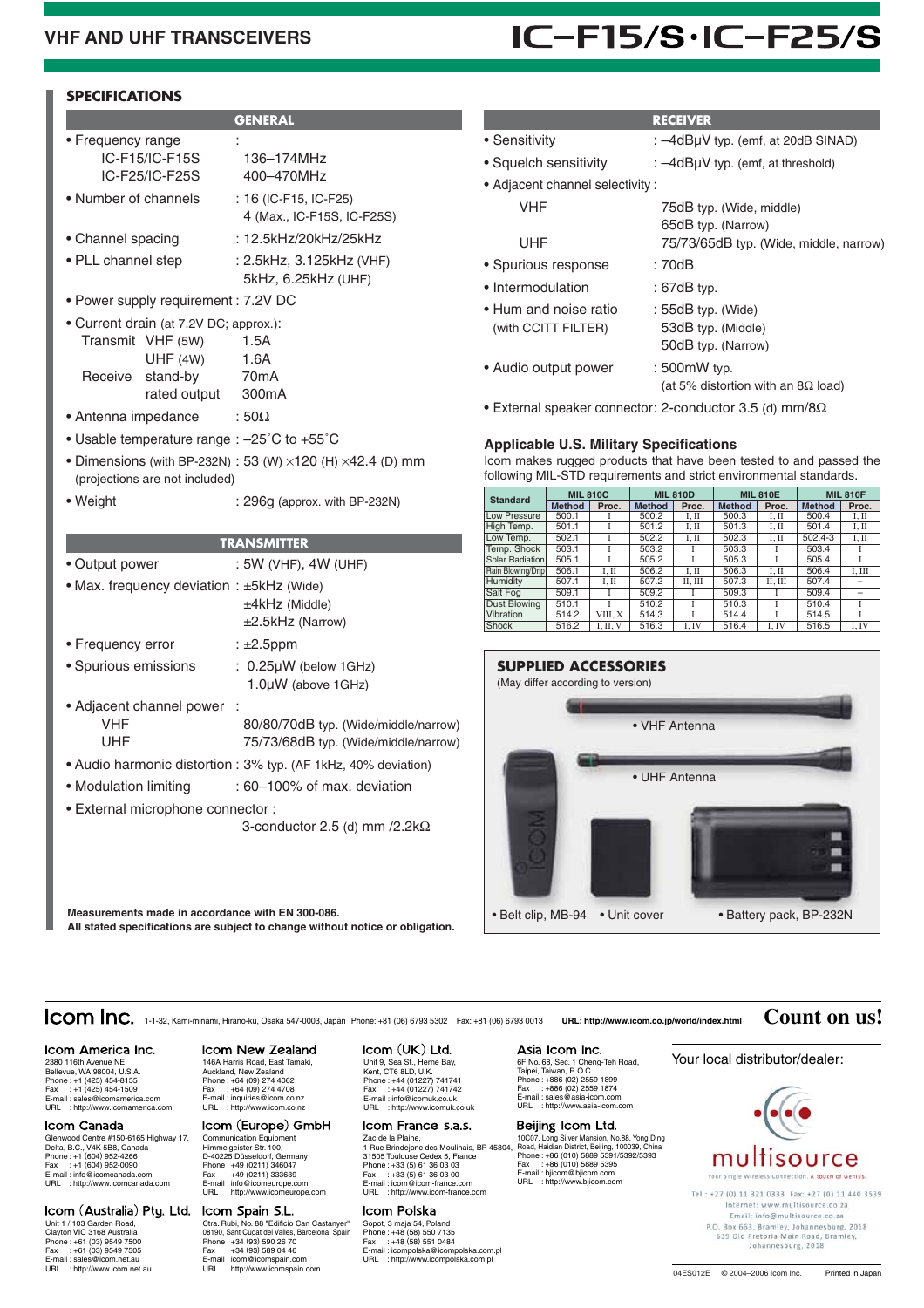# VHF AND UHF TRANSCEIVERS

# IC–F15/S・IC–F25/S

## SPECIFICATIONS

### GENERAL

- Frequency range :
  - IC-F15/IC-F15S 136–174MHz
  - IC-F25/IC-F25S 400–470MHz
- Number of channels : 16 (IC-F15, IC-F25)
  4 (Max., IC-F15S, IC-F25S)
- Channel spacing : 12.5kHz/20kHz/25kHz
- PLL channel step : 2.5kHz, 3.125kHz (VHF)
  5kHz, 6.25kHz (UHF)
- Power supply requirement : 7.2V DC
- Current drain (at 7.2V DC; approx.):
  - Transmit VHF (5W) 1.5A
  - UHF (4W) 1.6A
  - Receive stand-by 70mA
  - rated output 300mA
- Antenna impedance : 50Ω
- Usable temperature range : –25˚C to +55˚C
- Dimensions (with BP-232N) : 53 (W) ×120 (H) ×42.4 (D) mm
  (projections are not included)
- Weight : 296g (approx. with BP-232N)

### TRANSMITTER

- Output power : 5W (VHF), 4W (UHF)
- Max. frequency deviation : ±5kHz (Wide)
  ±4kHz (Middle)
  ±2.5kHz (Narrow)
- Frequency error : ±2.5ppm
- Spurious emissions : 0.25μW (below 1GHz)
  1.0μW (above 1GHz)
- Adjacent channel power :
  - VHF 80/80/70dB typ. (Wide/middle/narrow)
  - UHF 75/73/68dB typ. (Wide/middle/narrow)
- Audio harmonic distortion : 3% typ. (AF 1kHz, 40% deviation)
- Modulation limiting : 60–100% of max. deviation
- External microphone connector :
  3-conductor 2.5 (d) mm /2.2kΩ

**Measurements made in accordance with EN 300-086.**
**All stated specifications are subject to change without notice or obligation.**

### RECEIVER

- Sensitivity : –4dBμV typ. (emf, at 20dB SINAD)
- Squelch sensitivity : –4dBμV typ. (emf, at threshold)
- Adjacent channel selectivity :
  - VHF 75dB typ. (Wide, middle)
    65dB typ. (Narrow)
  - UHF 75/73/65dB typ. (Wide, middle, narrow)
- Spurious response : 70dB
- Intermodulation : 67dB typ.
- Hum and noise ratio (with CCITT FILTER) : 55dB typ. (Wide)
  53dB typ. (Middle)
  50dB typ. (Narrow)
- Audio output power : 500mW typ.
  (at 5% distortion with an 8Ω load)
- External speaker connector: 2-conductor 3.5 (d) mm/8Ω

### Applicable U.S. Military Specifications

Icom makes rugged products that have been tested to and passed the following MIL-STD requirements and strict environmental standards.

| Standard | MIL 810C | | MIL 810D | | MIL 810E | | MIL 810F | |
|---|---|---|---|---|---|---|---|---|
| | Method | Proc. | Method | Proc. | Method | Proc. | Method | Proc. |
| Low Pressure | 500.1 | I | 500.2 | I, II | 500.3 | I, II | 500.4 | I, II |
| High Temp. | 501.1 | I | 501.2 | I, II | 501.3 | I, II | 501.4 | I, II |
| Low Temp. | 502.1 | I | 502.2 | I, II | 502.3 | I, II | 502.4-3 | I, II |
| Temp. Shock | 503.1 | I | 503.2 | I | 503.3 | I | 503.4 | I |
| Solar Radiation | 505.1 | I | 505.2 | I | 505.3 | I | 505.4 | I |
| Rain Blowing/Drip | 506.1 | I, II | 506.2 | I, II | 506.3 | I, II | 506.4 | I, III |
| Humidity | 507.1 | I, II | 507.2 | II, III | 507.3 | II, III | 507.4 | – |
| Salt Fog | 509.1 | I | 509.2 | I | 509.3 | I | 509.4 | – |
| Dust Blowing | 510.1 | I | 510.2 | I | 510.3 | I | 510.4 | I |
| Vibration | 514.2 | VIII, X | 514.3 | I | 514.4 | I | 514.5 | I |
| Shock | 516.2 | I, II, V | 516.3 | I, IV | 516.4 | I, IV | 516.5 | I, IV |

### SUPPLIED ACCESSORIES

(May differ according to version)

- VHF Antenna
- UHF Antenna
- Belt clip, MB-94
- Unit cover
- Battery pack, BP-232N

**Icom Inc.** 1-1-32, Kami-minami, Hirano-ku, Osaka 547-0003, Japan Phone: +81 (06) 6793 5302 Fax: +81 (06) 6793 0013 URL: http://www.icom.co.jp/world/index.html

**Count on us!**

**Icom America Inc.**
2380 116th Avenue NE,
Bellevue, WA 98004, U.S.A.
Phone : +1 (425) 454-8155
Fax : +1 (425) 454-1509
E-mail : sales@icomamerica.com
URL : http://www.icomamerica.com

**Icom Canada**
Glenwood Centre #150-6165 Highway 17,
Delta, B.C., V4K 5B8, Canada
Phone : +1 (604) 952-4266
Fax : +1 (604) 952-0090
E-mail : info@icomcanada.com
URL : http://www.icomcanada.com

**Icom (Australia) Pty. Ltd.**
Unit 1 / 103 Garden Road,
Clayton VIC 3168 Australia
Phone : +61 (03) 9549 7500
Fax : +61 (03) 9549 7505
E-mail : sales@icom.net.au
URL : http://www.icom.net.au

**Icom New Zealand**
146A Harris Road, East Tamaki,
Auckland, New Zealand
Phone : +64 (09) 274 4062
Fax : +64 (09) 274 4708
E-mail : inquiries@icom.co.nz
URL : http://www.icom.co.nz

**Icom (Europe) GmbH**
Communication Equipment
Himmelgeister Str. 100,
D-40225 Düsseldorf, Germany
Phone : +49 (0211) 346047
Fax : +49 (0211) 333639
E-mail : info@icomeurope.com
URL : http://www.icomeurope.com

**Icom Spain S.L.**
Ctra. Rubi, No. 88 "Edificio Can Castanyer"
08190, Sant Cugat del Valles, Barcelona, Spain
Phone : +34 (93) 590 26 70
Fax : +34 (93) 589 04 46
E-mail : icom@icomspain.com
URL : http://www.icomspain.com

**Icom (UK) Ltd.**
Unit 9, Sea St., Herne Bay,
Kent, CT6 8LD, U.K.
Phone : +44 (01227) 741741
Fax : +44 (01227) 741742
E-mail : info@icomuk.co.uk
URL : http://www.icomuk.co.uk

**Icom France s.a.s.**
Zac de la Plaine,
1 Rue Brindejonc des Moulinais, BP 45804,
31505 Toulouse Cedex 5, France
Phone : +33 (5) 61 36 03 03
Fax : +33 (5) 61 36 03 00
E-mail : icom@icom-france.com
URL : http://www.icom-france.com

**Icom Polska**
Sopot, 3 maja 54, Poland
Phone : +48 (58) 550 7135
Fax : +48 (58) 551 0484
E-mail : icompolska@icompolska.com.pl
URL : http://www.icompolska.com.pl

**Asia Icom Inc.**
6F No. 68, Sec. 1 Cheng-Teh Road,
Taipei, Taiwan, R.O.C.
Phone : +886 (02) 2559 1899
Fax : +886 (02) 2559 1874
E-mail : sales@asia-icom.com
URL : http://www.asia-icom.com

**Beijing Icom Ltd.**
10C07, Long Silver Mansion, No.88, Yong Ding Road, Haidian District, Beijing, 100039, China
Phone : +86 (010) 5889 5391/5392/5393
Fax : +86 (010) 5889 5395
E-mail : bjicom@bjicom.com
URL : http://www.bjicom.com

Your local distributor/dealer:

multisource
Your Single Wireless Connection. A touch of Genius.
Tel.: +27 (0) 11 321 0333 Fax: +27 (0) 11 440 3539
Internet: www.multisource.co.za
Email: info@multisource.co.za
P.O. Box 663, Bramley, Johannesburg, 2018
635 Old Pretoria Main Road, Bramley,
Johannesburg, 2018

04ES012E © 2004–2006 Icom Inc. Printed in Japan